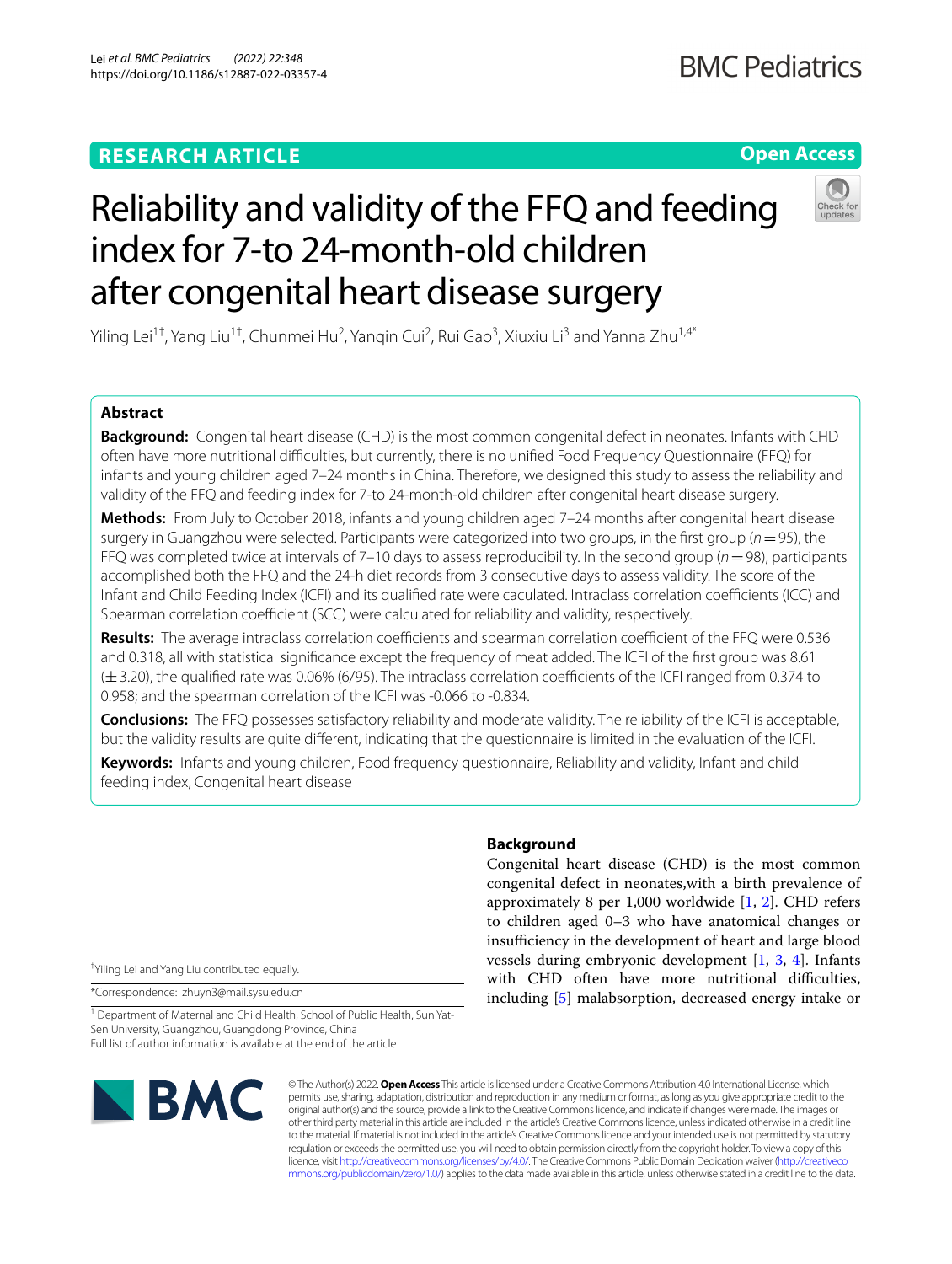RESEARCH ARTICLE

Open Access

# Reliability and validity of the FFQ and feeding index for 7-to 24-month-old children after congenital heart disease surgery

Yiling Lei[1†], Yang Liu[1†], Chunmei Hu[2], Yanqin Cui[2], Rui Gao[3], Xiuxiu Li[3] and Yanna Zhu[1,4*]

## Abstract

**Background:** Congenital heart disease (CHD) is the most common congenital defect in neonates. Infants with CHD often have more nutritional difficulties, but currently, there is no unified Food Frequency Questionnaire (FFQ) for infants and young children aged 7–24 months in China. Therefore, we designed this study to assess the reliability and validity of the FFQ and feeding index for 7-to 24-month-old children after congenital heart disease surgery.

**Methods:** From July to October 2018, infants and young children aged 7–24 months after congenital heart disease surgery in Guangzhou were selected. Participants were categorized into two groups, in the first group ($n = 95$), the FFQ was completed twice at intervals of 7–10 days to assess reproducibility. In the second group ($n = 98$), participants accomplished both the FFQ and the 24-h diet records from 3 consecutive days to assess validity. The score of the Infant and Child Feeding Index (ICFI) and its qualified rate were caculated. Intraclass correlation coefficients (ICC) and Spearman correlation coefficient (SCC) were calculated for reliability and validity, respectively.

**Results:** The average intraclass correlation coefficients and spearman correlation coefficient of the FFQ were 0.536 and 0.318, all with statistical significance except the frequency of meat added. The ICFI of the first group was 8.61 (±3.20), the qualified rate was 0.06% (6/95). The intraclass correlation coefficients of the ICFI ranged from 0.374 to 0.958; and the spearman correlation of the ICFI was -0.066 to -0.834.

**Conclusions:** The FFQ possesses satisfactory reliability and moderate validity. The reliability of the ICFI is acceptable, but the validity results are quite different, indicating that the questionnaire is limited in the evaluation of the ICFI.

**Keywords:** Infants and young children, Food frequency questionnaire, Reliability and validity, Infant and child feeding index, Congenital heart disease

## Background

Congenital heart disease (CHD) is the most common congenital defect in neonates,with a birth prevalence of approximately 8 per 1,000 worldwide [1, 2]. CHD refers to children aged 0–3 who have anatomical changes or insufficiency in the development of heart and large blood vessels during embryonic development [1, 3, 4]. Infants with CHD often have more nutritional difficulties, including [5] malabsorption, decreased energy intake or

†Yiling Lei and Yang Liu contributed equally.

*Correspondence: zhuyn3@mail.sysu.edu.cn

[1] Department of Maternal and Child Health, School of Public Health, Sun Yat-Sen University, Guangzhou, Guangdong Province, China

Full list of author information is available at the end of the article

© The Author(s) 2022. **Open Access** This article is licensed under a Creative Commons Attribution 4.0 International License, which permits use, sharing, adaptation, distribution and reproduction in any medium or format, as long as you give appropriate credit to the original author(s) and the source, provide a link to the Creative Commons licence, and indicate if changes were made. The images or other third party material in this article are included in the article's Creative Commons licence, unless indicated otherwise in a credit line to the material. If material is not included in the article's Creative Commons licence and your intended use is not permitted by statutory regulation or exceeds the permitted use, you will need to obtain permission directly from the copyright holder. To view a copy of this licence, visit http://creativecommons.org/licenses/by/4.0/. The Creative Commons Public Domain Dedication waiver (http://creativecommons.org/publicdomain/zero/1.0/) applies to the data made available in this article, unless otherwise stated in a credit line to the data.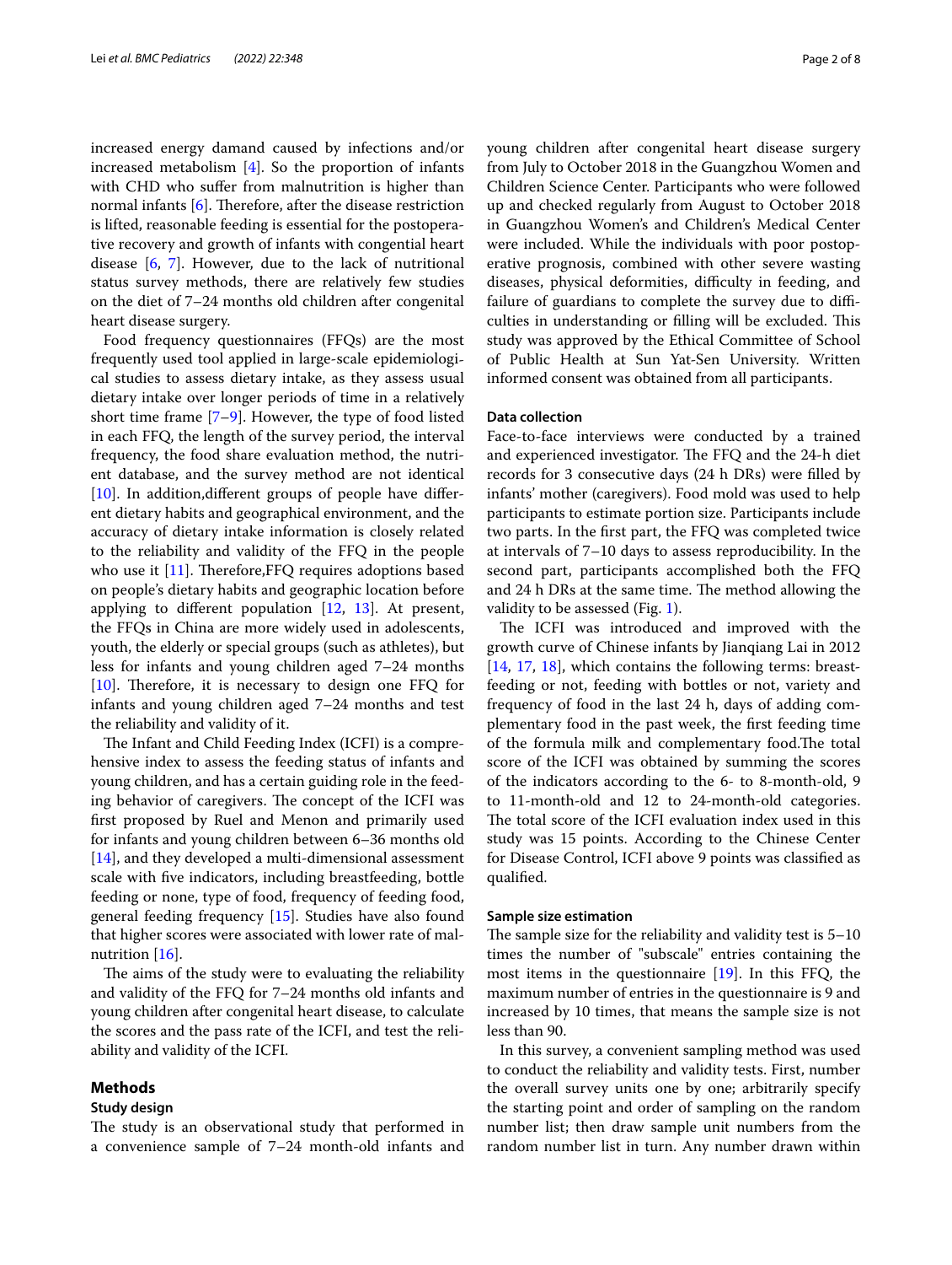increased energy damand caused by infections and/or increased metabolism [4]. So the proportion of infants with CHD who suffer from malnutrition is higher than normal infants [6]. Therefore, after the disease restriction is lifted, reasonable feeding is essential for the postoperative recovery and growth of infants with congential heart disease [6, 7]. However, due to the lack of nutritional status survey methods, there are relatively few studies on the diet of 7–24 months old children after congenital heart disease surgery.

Food frequency questionnaires (FFQs) are the most frequently used tool applied in large-scale epidemiological studies to assess dietary intake, as they assess usual dietary intake over longer periods of time in a relatively short time frame [7–9]. However, the type of food listed in each FFQ, the length of the survey period, the interval frequency, the food share evaluation method, the nutrient database, and the survey method are not identical [10]. In addition,different groups of people have different dietary habits and geographical environment, and the accuracy of dietary intake information is closely related to the reliability and validity of the FFQ in the people who use it [11]. Therefore,FFQ requires adoptions based on people's dietary habits and geographic location before applying to different population [12, 13]. At present, the FFQs in China are more widely used in adolescents, youth, the elderly or special groups (such as athletes), but less for infants and young children aged 7–24 months [10]. Therefore, it is necessary to design one FFQ for infants and young children aged 7–24 months and test the reliability and validity of it.

The Infant and Child Feeding Index (ICFI) is a comprehensive index to assess the feeding status of infants and young children, and has a certain guiding role in the feeding behavior of caregivers. The concept of the ICFI was first proposed by Ruel and Menon and primarily used for infants and young children between 6–36 months old [14], and they developed a multi-dimensional assessment scale with five indicators, including breastfeeding, bottle feeding or none, type of food, frequency of feeding food, general feeding frequency [15]. Studies have also found that higher scores were associated with lower rate of malnutrition [16].

The aims of the study were to evaluating the reliability and validity of the FFQ for 7–24 months old infants and young children after congenital heart disease, to calculate the scores and the pass rate of the ICFI, and test the reliability and validity of the ICFI.

## Methods

### Study design

The study is an observational study that performed in a convenience sample of 7–24 month-old infants and young children after congenital heart disease surgery from July to October 2018 in the Guangzhou Women and Children Science Center. Participants who were followed up and checked regularly from August to October 2018 in Guangzhou Women's and Children's Medical Center were included. While the individuals with poor postoperative prognosis, combined with other severe wasting diseases, physical deformities, difficulty in feeding, and failure of guardians to complete the survey due to difficulties in understanding or filling will be excluded. This study was approved by the Ethical Committee of School of Public Health at Sun Yat-Sen University. Written informed consent was obtained from all participants.

### Data collection

Face-to-face interviews were conducted by a trained and experienced investigator. The FFQ and the 24-h diet records for 3 consecutive days (24 h DRs) were filled by infants' mother (caregivers). Food mold was used to help participants to estimate portion size. Participants include two parts. In the first part, the FFQ was completed twice at intervals of 7–10 days to assess reproducibility. In the second part, participants accomplished both the FFQ and 24 h DRs at the same time. The method allowing the validity to be assessed (Fig. 1).

The ICFI was introduced and improved with the growth curve of Chinese infants by Jianqiang Lai in 2012 [14, 17, 18], which contains the following terms: breastfeeding or not, feeding with bottles or not, variety and frequency of food in the last 24 h, days of adding complementary food in the past week, the first feeding time of the formula milk and complementary food.The total score of the ICFI was obtained by summing the scores of the indicators according to the 6- to 8-month-old, 9 to 11-month-old and 12 to 24-month-old categories. The total score of the ICFI evaluation index used in this study was 15 points. According to the Chinese Center for Disease Control, ICFI above 9 points was classified as qualified.

### Sample size estimation

The sample size for the reliability and validity test is 5–10 times the number of "subscale" entries containing the most items in the questionnaire [19]. In this FFQ, the maximum number of entries in the questionnaire is 9 and increased by 10 times, that means the sample size is not less than 90.

In this survey, a convenient sampling method was used to conduct the reliability and validity tests. First, number the overall survey units one by one; arbitrarily specify the starting point and order of sampling on the random number list; then draw sample unit numbers from the random number list in turn. Any number drawn within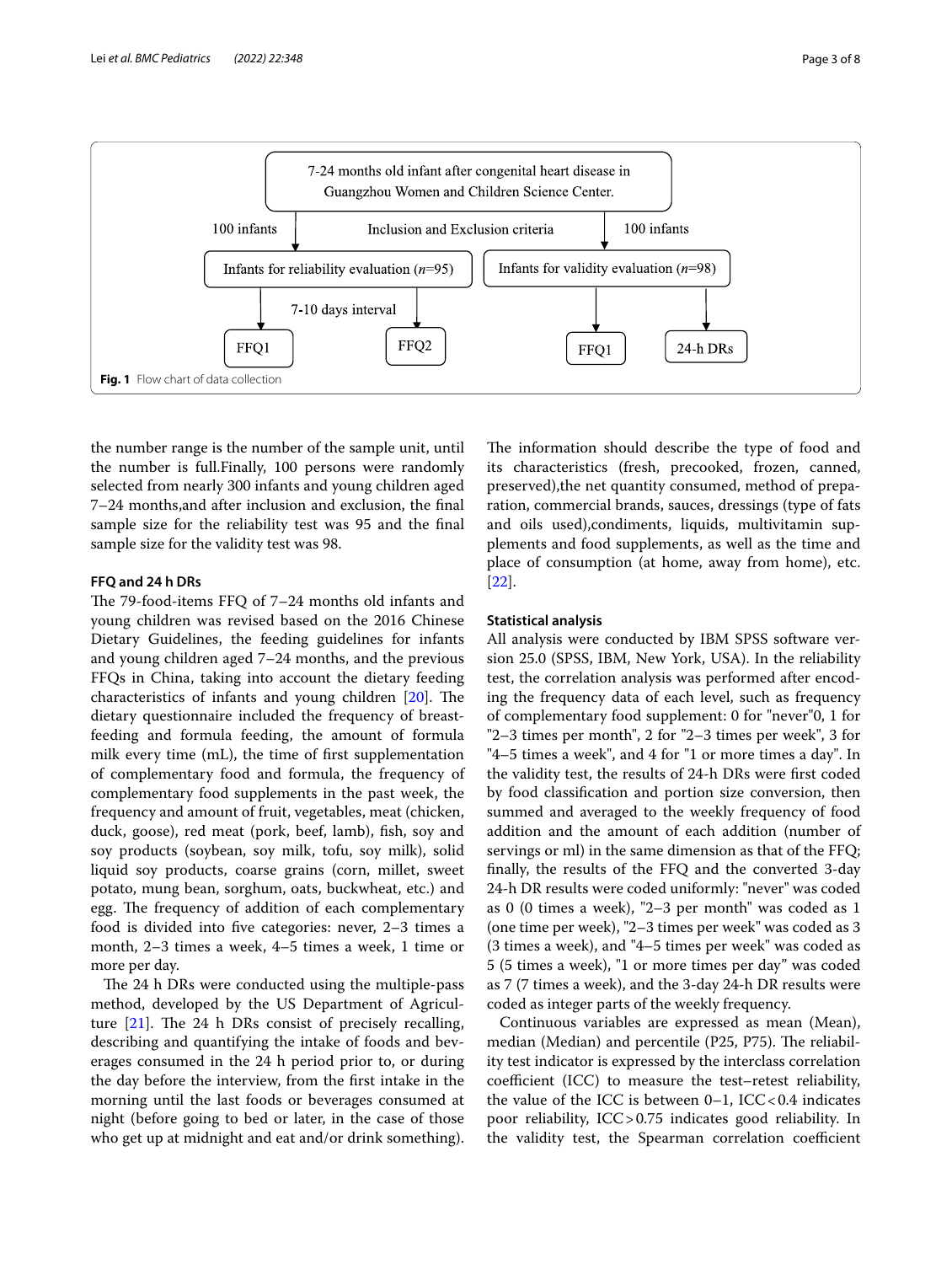7-24 months old infant after congenital heart disease in Guangzhou Women and Children Science Center.

100 infants — Inclusion and Exclusion criteria — 100 infants

Infants for reliability evaluation (*n*=95) → 7-10 days interval → FFQ1, FFQ2

Infants for validity evaluation (*n*=98) → FFQ1, 24-h DRs

**Fig. 1** Flow chart of data collection

the number range is the number of the sample unit, until the number is full.Finally, 100 persons were randomly selected from nearly 300 infants and young children aged 7–24 months,and after inclusion and exclusion, the final sample size for the reliability test was 95 and the final sample size for the validity test was 98.

### FFQ and 24 h DRs

The 79-food-items FFQ of 7–24 months old infants and young children was revised based on the 2016 Chinese Dietary Guidelines, the feeding guidelines for infants and young children aged 7–24 months, and the previous FFQs in China, taking into account the dietary feeding characteristics of infants and young children [20]. The dietary questionnaire included the frequency of breast-feeding and formula feeding, the amount of formula milk every time (mL), the time of first supplementation of complementary food and formula, the frequency of complementary food supplements in the past week, the frequency and amount of fruit, vegetables, meat (chicken, duck, goose), red meat (pork, beef, lamb), fish, soy and soy products (soybean, soy milk, tofu, soy milk), solid liquid soy products, coarse grains (corn, millet, sweet potato, mung bean, sorghum, oats, buckwheat, etc.) and egg. The frequency of addition of each complementary food is divided into five categories: never, 2–3 times a month, 2–3 times a week, 4–5 times a week, 1 time or more per day.

The 24 h DRs were conducted using the multiple-pass method, developed by the US Department of Agriculture [21]. The 24 h DRs consist of precisely recalling, describing and quantifying the intake of foods and beverages consumed in the 24 h period prior to, or during the day before the interview, from the first intake in the morning until the last foods or beverages consumed at night (before going to bed or later, in the case of those who get up at midnight and eat and/or drink something). The information should describe the type of food and its characteristics (fresh, precooked, frozen, canned, preserved),the net quantity consumed, method of preparation, commercial brands, sauces, dressings (type of fats and oils used),condiments, liquids, multivitamin supplements and food supplements, as well as the time and place of consumption (at home, away from home), etc. [22].

### Statistical analysis

All analysis were conducted by IBM SPSS software version 25.0 (SPSS, IBM, New York, USA). In the reliability test, the correlation analysis was performed after encoding the frequency data of each level, such as frequency of complementary food supplement: 0 for "never"0, 1 for "2–3 times per month", 2 for "2–3 times per week", 3 for "4–5 times a week", and 4 for "1 or more times a day". In the validity test, the results of 24-h DRs were first coded by food classification and portion size conversion, then summed and averaged to the weekly frequency of food addition and the amount of each addition (number of servings or ml) in the same dimension as that of the FFQ; finally, the results of the FFQ and the converted 3-day 24-h DR results were coded uniformly: "never" was coded as 0 (0 times a week), "2–3 per month" was coded as 1 (one time per week), "2–3 times per week" was coded as 3 (3 times a week), and "4–5 times per week" was coded as 5 (5 times a week), "1 or more times per day" was coded as 7 (7 times a week), and the 3-day 24-h DR results were coded as integer parts of the weekly frequency.

Continuous variables are expressed as mean (Mean), median (Median) and percentile (P25, P75). The reliability test indicator is expressed by the interclass correlation coefficient (ICC) to measure the test–retest reliability, the value of the ICC is between 0–1, ICC < 0.4 indicates poor reliability, ICC > 0.75 indicates good reliability. In the validity test, the Spearman correlation coefficient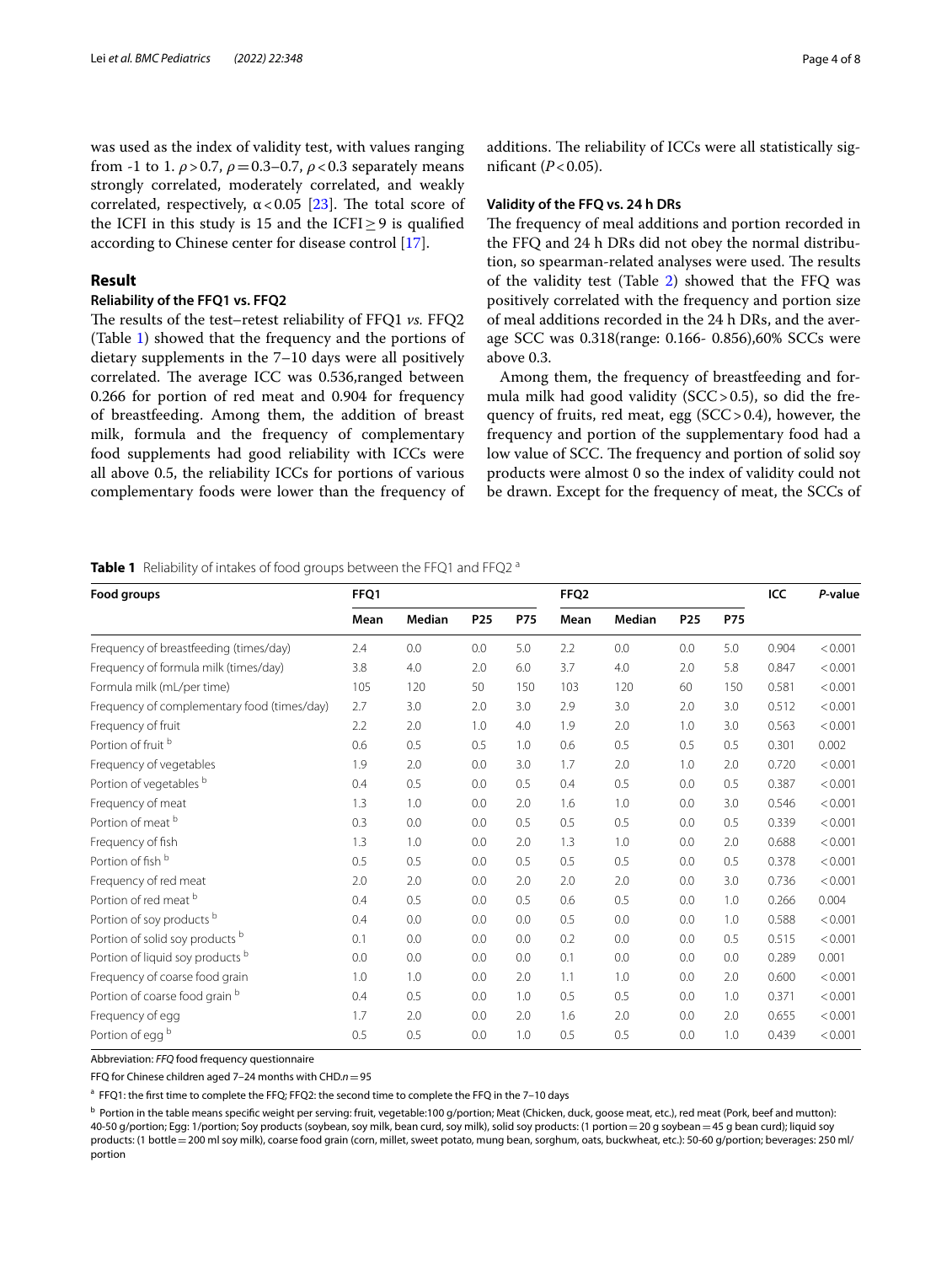was used as the index of validity test, with values ranging from -1 to 1. $\rho > 0.7$, $\rho = 0.3–0.7$, $\rho < 0.3$ separately means strongly correlated, moderately correlated, and weakly correlated, respectively, $\alpha < 0.05$ [23]. The total score of the ICFI in this study is 15 and the ICFI $\geq 9$ is qualified according to Chinese center for disease control [17].

## Result

### Reliability of the FFQ1 vs. FFQ2

The results of the test–retest reliability of FFQ1 *vs.* FFQ2 (Table 1) showed that the frequency and the portions of dietary supplements in the 7–10 days were all positively correlated. The average ICC was 0.536,ranged between 0.266 for portion of red meat and 0.904 for frequency of breastfeeding. Among them, the addition of breast milk, formula and the frequency of complementary food supplements had good reliability with ICCs were all above 0.5, the reliability ICCs for portions of various complementary foods were lower than the frequency of additions. The reliability of ICCs were all statistically significant ($P < 0.05$).

### Validity of the FFQ vs. 24 h DRs

The frequency of meal additions and portion recorded in the FFQ and 24 h DRs did not obey the normal distribution, so spearman-related analyses were used. The results of the validity test (Table 2) showed that the FFQ was positively correlated with the frequency and portion size of meal additions recorded in the 24 h DRs, and the average SCC was 0.318(range: 0.166- 0.856),60% SCCs were above 0.3.

Among them, the frequency of breastfeeding and formula milk had good validity (SCC > 0.5), so did the frequency of fruits, red meat, egg (SCC > 0.4), however, the frequency and portion of the supplementary food had a low value of SCC. The frequency and portion of solid soy products were almost 0 so the index of validity could not be drawn. Except for the frequency of meat, the SCCs of

**Table 1** Reliability of intakes of food groups between the FFQ1 and FFQ2 [a]

| Food groups | FFQ1 | | | | FFQ2 | | | | ICC | *P*-value |
|---|---|---|---|---|---|---|---|---|---|---|
| | Mean | Median | P25 | P75 | Mean | Median | P25 | P75 | | |
| Frequency of breastfeeding (times/day) | 2.4 | 0.0 | 0.0 | 5.0 | 2.2 | 0.0 | 0.0 | 5.0 | 0.904 | < 0.001 |
| Frequency of formula milk (times/day) | 3.8 | 4.0 | 2.0 | 6.0 | 3.7 | 4.0 | 2.0 | 5.8 | 0.847 | < 0.001 |
| Formula milk (mL/per time) | 105 | 120 | 50 | 150 | 103 | 120 | 60 | 150 | 0.581 | < 0.001 |
| Frequency of complementary food (times/day) | 2.7 | 3.0 | 2.0 | 3.0 | 2.9 | 3.0 | 2.0 | 3.0 | 0.512 | < 0.001 |
| Frequency of fruit | 2.2 | 2.0 | 1.0 | 4.0 | 1.9 | 2.0 | 1.0 | 3.0 | 0.563 | < 0.001 |
| Portion of fruit [b] | 0.6 | 0.5 | 0.5 | 1.0 | 0.6 | 0.5 | 0.5 | 0.5 | 0.301 | 0.002 |
| Frequency of vegetables | 1.9 | 2.0 | 0.0 | 3.0 | 1.7 | 2.0 | 1.0 | 2.0 | 0.720 | < 0.001 |
| Portion of vegetables [b] | 0.4 | 0.5 | 0.0 | 0.5 | 0.4 | 0.5 | 0.0 | 0.5 | 0.387 | < 0.001 |
| Frequency of meat | 1.3 | 1.0 | 0.0 | 2.0 | 1.6 | 1.0 | 0.0 | 3.0 | 0.546 | < 0.001 |
| Portion of meat [b] | 0.3 | 0.0 | 0.0 | 0.5 | 0.5 | 0.5 | 0.0 | 0.5 | 0.339 | < 0.001 |
| Frequency of fish | 1.3 | 1.0 | 0.0 | 2.0 | 1.3 | 1.0 | 0.0 | 2.0 | 0.688 | < 0.001 |
| Portion of fish [b] | 0.5 | 0.5 | 0.0 | 0.5 | 0.5 | 0.5 | 0.0 | 0.5 | 0.378 | < 0.001 |
| Frequency of red meat | 2.0 | 2.0 | 0.0 | 2.0 | 2.0 | 2.0 | 0.0 | 3.0 | 0.736 | < 0.001 |
| Portion of red meat [b] | 0.4 | 0.5 | 0.0 | 0.5 | 0.6 | 0.5 | 0.0 | 1.0 | 0.266 | 0.004 |
| Portion of soy products [b] | 0.4 | 0.0 | 0.0 | 0.0 | 0.5 | 0.0 | 0.0 | 1.0 | 0.588 | < 0.001 |
| Portion of solid soy products [b] | 0.1 | 0.0 | 0.0 | 0.0 | 0.2 | 0.0 | 0.0 | 0.5 | 0.515 | < 0.001 |
| Portion of liquid soy products [b] | 0.0 | 0.0 | 0.0 | 0.0 | 0.1 | 0.0 | 0.0 | 0.0 | 0.289 | 0.001 |
| Frequency of coarse food grain | 1.0 | 1.0 | 0.0 | 2.0 | 1.1 | 1.0 | 0.0 | 2.0 | 0.600 | < 0.001 |
| Portion of coarse food grain [b] | 0.4 | 0.5 | 0.0 | 1.0 | 0.5 | 0.5 | 0.0 | 1.0 | 0.371 | < 0.001 |
| Frequency of egg | 1.7 | 2.0 | 0.0 | 2.0 | 1.6 | 2.0 | 0.0 | 2.0 | 0.655 | < 0.001 |
| Portion of egg [b] | 0.5 | 0.5 | 0.0 | 1.0 | 0.5 | 0.5 | 0.0 | 1.0 | 0.439 | < 0.001 |

Abbreviation: *FFQ* food frequency questionnaire

FFQ for Chinese children aged 7–24 months with CHD.$n = 95$

[a] FFQ1: the first time to complete the FFQ; FFQ2: the second time to complete the FFQ in the 7–10 days

[b] Portion in the table means specific weight per serving: fruit, vegetable:100 g/portion; Meat (Chicken, duck, goose meat, etc.), red meat (Pork, beef and mutton): 40-50 g/portion; Egg: 1/portion; Soy products (soybean, soy milk, bean curd, soy milk), solid soy products: (1 portion = 20 g soybean = 45 g bean curd); liquid soy products: (1 bottle = 200 ml soy milk), coarse food grain (corn, millet, sweet potato, mung bean, sorghum, oats, buckwheat, etc.): 50-60 g/portion; beverages: 250 ml/portion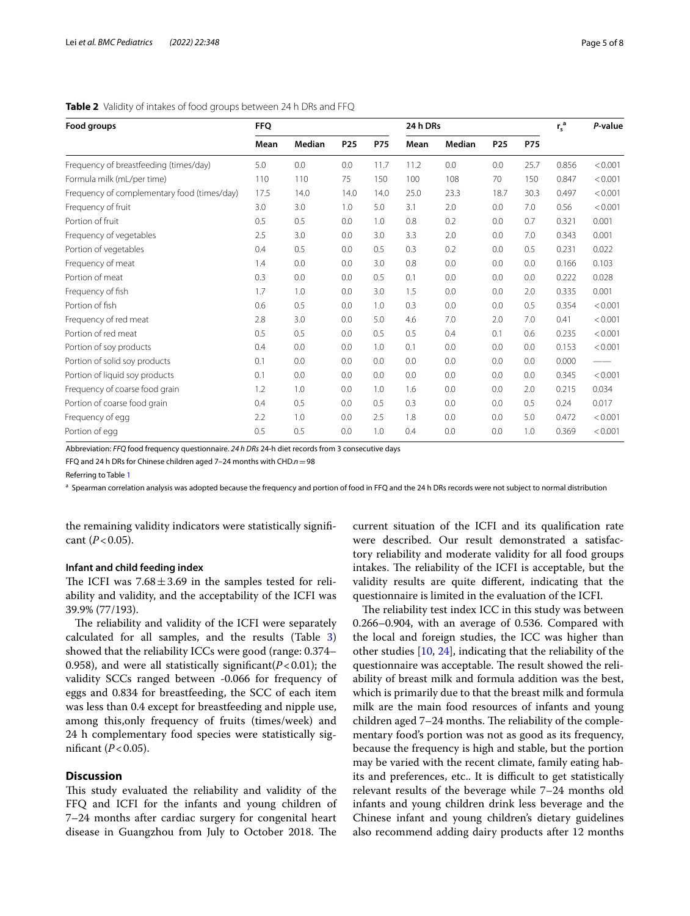**Table 2** Validity of intakes of food groups between 24 h DRs and FFQ

| Food groups | FFQ | | | | 24 h DRs | | | | $r_s$ [a] | P-value |
|---|---|---|---|---|---|---|---|---|---|---|
| | Mean | Median | P25 | P75 | Mean | Median | P25 | P75 | | |
| Frequency of breastfeeding (times/day) | 5.0 | 0.0 | 0.0 | 11.7 | 11.2 | 0.0 | 0.0 | 25.7 | 0.856 | < 0.001 |
| Formula milk (mL/per time) | 110 | 110 | 75 | 150 | 100 | 108 | 70 | 150 | 0.847 | < 0.001 |
| Frequency of complementary food (times/day) | 17.5 | 14.0 | 14.0 | 14.0 | 25.0 | 23.3 | 18.7 | 30.3 | 0.497 | < 0.001 |
| Frequency of fruit | 3.0 | 3.0 | 1.0 | 5.0 | 3.1 | 2.0 | 0.0 | 7.0 | 0.56 | < 0.001 |
| Portion of fruit | 0.5 | 0.5 | 0.0 | 1.0 | 0.8 | 0.2 | 0.0 | 0.7 | 0.321 | 0.001 |
| Frequency of vegetables | 2.5 | 3.0 | 0.0 | 3.0 | 3.3 | 2.0 | 0.0 | 7.0 | 0.343 | 0.001 |
| Portion of vegetables | 0.4 | 0.5 | 0.0 | 0.5 | 0.3 | 0.2 | 0.0 | 0.5 | 0.231 | 0.022 |
| Frequency of meat | 1.4 | 0.0 | 0.0 | 3.0 | 0.8 | 0.0 | 0.0 | 0.0 | 0.166 | 0.103 |
| Portion of meat | 0.3 | 0.0 | 0.0 | 0.5 | 0.1 | 0.0 | 0.0 | 0.0 | 0.222 | 0.028 |
| Frequency of fish | 1.7 | 1.0 | 0.0 | 3.0 | 1.5 | 0.0 | 0.0 | 2.0 | 0.335 | 0.001 |
| Portion of fish | 0.6 | 0.5 | 0.0 | 1.0 | 0.3 | 0.0 | 0.0 | 0.5 | 0.354 | < 0.001 |
| Frequency of red meat | 2.8 | 3.0 | 0.0 | 5.0 | 4.6 | 7.0 | 2.0 | 7.0 | 0.41 | < 0.001 |
| Portion of red meat | 0.5 | 0.5 | 0.0 | 0.5 | 0.5 | 0.4 | 0.1 | 0.6 | 0.235 | < 0.001 |
| Portion of soy products | 0.4 | 0.0 | 0.0 | 1.0 | 0.1 | 0.0 | 0.0 | 0.0 | 0.153 | < 0.001 |
| Portion of solid soy products | 0.1 | 0.0 | 0.0 | 0.0 | 0.0 | 0.0 | 0.0 | 0.0 | 0.000 | —— |
| Portion of liquid soy products | 0.1 | 0.0 | 0.0 | 0.0 | 0.0 | 0.0 | 0.0 | 0.0 | 0.345 | < 0.001 |
| Frequency of coarse food grain | 1.2 | 1.0 | 0.0 | 1.0 | 1.6 | 0.0 | 0.0 | 2.0 | 0.215 | 0.034 |
| Portion of coarse food grain | 0.4 | 0.5 | 0.0 | 0.5 | 0.3 | 0.0 | 0.0 | 0.5 | 0.24 | 0.017 |
| Frequency of egg | 2.2 | 1.0 | 0.0 | 2.5 | 1.8 | 0.0 | 0.0 | 5.0 | 0.472 | < 0.001 |
| Portion of egg | 0.5 | 0.5 | 0.0 | 1.0 | 0.4 | 0.0 | 0.0 | 1.0 | 0.369 | < 0.001 |

Abbreviation: *FFQ* food frequency questionnaire. *24 h DRs* 24-h diet records from 3 consecutive days

FFQ and 24 h DRs for Chinese children aged 7–24 months with CHD.$n = 98$

Referring to Table 1

[a] Spearman correlation analysis was adopted because the frequency and portion of food in FFQ and the 24 h DRs records were not subject to normal distribution

the remaining validity indicators were statistically significant ($P < 0.05$).

### Infant and child feeding index

The ICFI was $7.68 \pm 3.69$ in the samples tested for reliability and validity, and the acceptability of the ICFI was 39.9% (77/193).

The reliability and validity of the ICFI were separately calculated for all samples, and the results (Table 3) showed that the reliability ICCs were good (range: 0.374–0.958), and were all statistically significant($P < 0.01$); the validity SCCs ranged between -0.066 for frequency of eggs and 0.834 for breastfeeding, the SCC of each item was less than 0.4 except for breastfeeding and nipple use, among this,only frequency of fruits (times/week) and 24 h complementary food species were statistically significant ($P < 0.05$).

## Discussion

This study evaluated the reliability and validity of the FFQ and ICFI for the infants and young children of 7–24 months after cardiac surgery for congenital heart disease in Guangzhou from July to October 2018. The current situation of the ICFI and its qualification rate were described. Our result demonstrated a satisfactory reliability and moderate validity for all food groups intakes. The reliability of the ICFI is acceptable, but the validity results are quite different, indicating that the questionnaire is limited in the evaluation of the ICFI.

The reliability test index ICC in this study was between 0.266–0.904, with an average of 0.536. Compared with the local and foreign studies, the ICC was higher than other studies [10, 24], indicating that the reliability of the questionnaire was acceptable. The result showed the reliability of breast milk and formula addition was the best, which is primarily due to that the breast milk and formula milk are the main food resources of infants and young children aged 7–24 months. The reliability of the complementary food's portion was not as good as its frequency, because the frequency is high and stable, but the portion may be varied with the recent climate, family eating habits and preferences, etc.. It is difficult to get statistically relevant results of the beverage while 7–24 months old infants and young children drink less beverage and the Chinese infant and young children's dietary guidelines also recommend adding dairy products after 12 months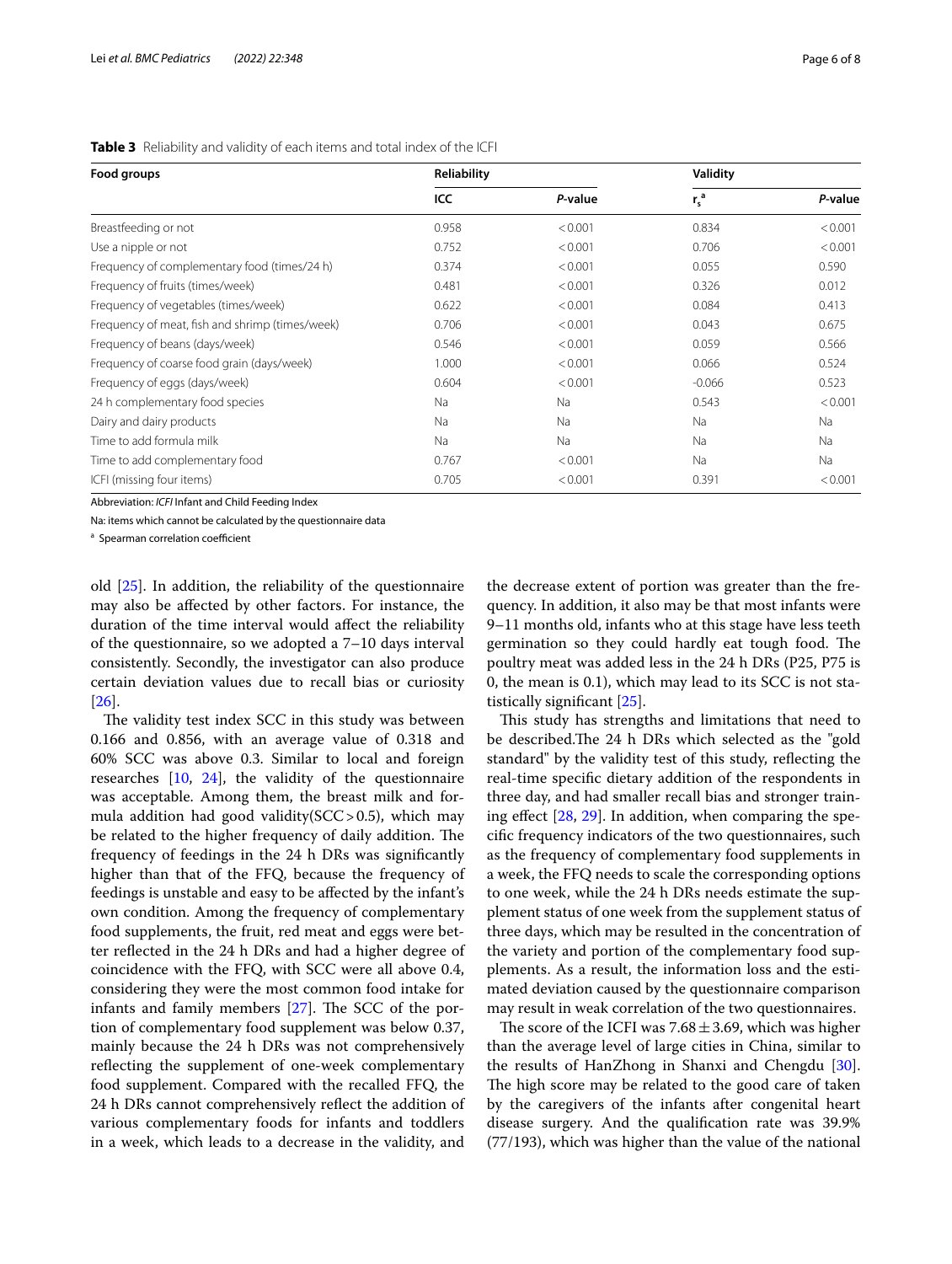**Table 3** Reliability and validity of each items and total index of the ICFI

| Food groups | Reliability | | Validity | |
|---|---|---|---|---|
| | ICC | *P*-value | $r_s$[a] | *P*-value |
| Breastfeeding or not | 0.958 | < 0.001 | 0.834 | < 0.001 |
| Use a nipple or not | 0.752 | < 0.001 | 0.706 | < 0.001 |
| Frequency of complementary food (times/24 h) | 0.374 | < 0.001 | 0.055 | 0.590 |
| Frequency of fruits (times/week) | 0.481 | < 0.001 | 0.326 | 0.012 |
| Frequency of vegetables (times/week) | 0.622 | < 0.001 | 0.084 | 0.413 |
| Frequency of meat, fish and shrimp (times/week) | 0.706 | < 0.001 | 0.043 | 0.675 |
| Frequency of beans (days/week) | 0.546 | < 0.001 | 0.059 | 0.566 |
| Frequency of coarse food grain (days/week) | 1.000 | < 0.001 | 0.066 | 0.524 |
| Frequency of eggs (days/week) | 0.604 | < 0.001 | -0.066 | 0.523 |
| 24 h complementary food species | Na | Na | 0.543 | < 0.001 |
| Dairy and dairy products | Na | Na | Na | Na |
| Time to add formula milk | Na | Na | Na | Na |
| Time to add complementary food | 0.767 | < 0.001 | Na | Na |
| ICFI (missing four items) | 0.705 | < 0.001 | 0.391 | < 0.001 |

Abbreviation: *ICFI* Infant and Child Feeding Index

Na: items which cannot be calculated by the questionnaire data

[a] Spearman correlation coefficient

old [25]. In addition, the reliability of the questionnaire may also be affected by other factors. For instance, the duration of the time interval would affect the reliability of the questionnaire, so we adopted a 7–10 days interval consistently. Secondly, the investigator can also produce certain deviation values due to recall bias or curiosity [26].

The validity test index SCC in this study was between 0.166 and 0.856, with an average value of 0.318 and 60% SCC was above 0.3. Similar to local and foreign researches [10, 24], the validity of the questionnaire was acceptable. Among them, the breast milk and formula addition had good validity(SCC > 0.5), which may be related to the higher frequency of daily addition. The frequency of feedings in the 24 h DRs was significantly higher than that of the FFQ, because the frequency of feedings is unstable and easy to be affected by the infant's own condition. Among the frequency of complementary food supplements, the fruit, red meat and eggs were better reflected in the 24 h DRs and had a higher degree of coincidence with the FFQ, with SCC were all above 0.4, considering they were the most common food intake for infants and family members [27]. The SCC of the portion of complementary food supplement was below 0.37, mainly because the 24 h DRs was not comprehensively reflecting the supplement of one-week complementary food supplement. Compared with the recalled FFQ, the 24 h DRs cannot comprehensively reflect the addition of various complementary foods for infants and toddlers in a week, which leads to a decrease in the validity, and the decrease extent of portion was greater than the frequency. In addition, it also may be that most infants were 9–11 months old, infants who at this stage have less teeth germination so they could hardly eat tough food. The poultry meat was added less in the 24 h DRs (P25, P75 is 0, the mean is 0.1), which may lead to its SCC is not statistically significant [25].

This study has strengths and limitations that need to be described.The 24 h DRs which selected as the "gold standard" by the validity test of this study, reflecting the real-time specific dietary addition of the respondents in three day, and had smaller recall bias and stronger training effect [28, 29]. In addition, when comparing the specific frequency indicators of the two questionnaires, such as the frequency of complementary food supplements in a week, the FFQ needs to scale the corresponding options to one week, while the 24 h DRs needs estimate the supplement status of one week from the supplement status of three days, which may be resulted in the concentration of the variety and portion of the complementary food supplements. As a result, the information loss and the estimated deviation caused by the questionnaire comparison may result in weak correlation of the two questionnaires.

The score of the ICFI was 7.68 ± 3.69, which was higher than the average level of large cities in China, similar to the results of HanZhong in Shanxi and Chengdu [30]. The high score may be related to the good care of taken by the caregivers of the infants after congenital heart disease surgery. And the qualification rate was 39.9% (77/193), which was higher than the value of the national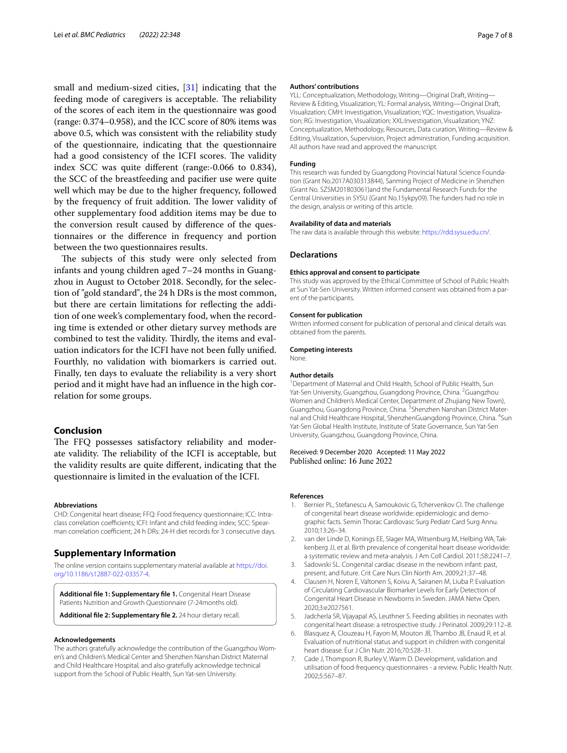small and medium-sized cities, [31] indicating that the feeding mode of caregivers is acceptable. The reliability of the scores of each item in the questionnaire was good (range: 0.374–0.958), and the ICC score of 80% items was above 0.5, which was consistent with the reliability study of the questionnaire, indicating that the questionnaire had a good consistency of the ICFI scores. The validity index SCC was quite different (range:-0.066 to 0.834), the SCC of the breastfeeding and pacifier use were quite well which may be due to the higher frequency, followed by the frequency of fruit addition. The lower validity of other supplementary food addition items may be due to the conversion result caused by difference of the questionnaires or the difference in frequency and portion between the two questionnaires results.

The subjects of this study were only selected from infants and young children aged 7–24 months in Guangzhou in August to October 2018. Secondly, for the selection of "gold standard", the 24 h DRs is the most common, but there are certain limitations for reflecting the addition of one week's complementary food, when the recording time is extended or other dietary survey methods are combined to test the validity. Thirdly, the items and evaluation indicators for the ICFI have not been fully unified. Fourthly, no validation with biomarkers is carried out. Finally, ten days to evaluate the reliability is a very short period and it might have had an influence in the high correlation for some groups.

## Conclusion

The FFQ possesses satisfactory reliability and moderate validity. The reliability of the ICFI is acceptable, but the validity results are quite different, indicating that the questionnaire is limited in the evaluation of the ICFI.

#### Abbreviations

CHD: Congenital heart disease; FFQ: Food frequency questionnaire; ICC: Intraclass correlation coefficients; ICFI: Infant and child feeding index; SCC: Spearman correlation coefficient; 24 h DRs: 24-H diet records for 3 consecutive days.

## Supplementary Information

The online version contains supplementary material available at https://doi.org/10.1186/s12887-022-03357-4.

**Additional file 1: Supplementary file 1.** Congenital Heart Disease Patients Nutrition and Growth Questionnaire (7-24months old).

**Additional file 2: Supplementary file 2.** 24 hour dietary recall.

#### Acknowledgements

The authors gratefully acknowledge the contribution of the Guangzhou Women's and Children's Medical Center and Shenzhen Nanshan District Maternal and Child Healthcare Hospital, and also gratefully acknowledge technical support from the School of Public Health, Sun Yat-sen University.

#### Authors' contributions

YLL: Conceptualization, Methodology, Writing—Original Draft, Writing—Review & Editing, Visualization; YL: Formal analysis, Writing—Original Draft, Visualization; CMH: Investigation, Visualization; YQC: Investigation, Visualization; RG: Investigation, Visualization; XXL:Investigation, Visualization; YNZ: Conceptualization, Methodology, Resources, Data curation, Writing—Review & Editing, Visualization, Supervision, Project administration, Funding acquisition. All authors have read and approved the manuscript.

#### Funding

This research was funded by Guangdong Provincial Natural Science Foundation (Grant No.2017A030313844), Sanming Project of Medicine in Shenzhen (Grant No. SZSM201803061)and the Fundamental Research Funds for the Central Universities in SYSU (Grant No.15ykpy09). The funders had no role in the design, analysis or writing of this article.

#### Availability of data and materials

The raw data is available through this website: https://rdd.sysu.edu.cn/.

## Declarations

#### Ethics approval and consent to participate

This study was approved by the Ethical Committee of School of Public Health at Sun Yat-Sen University. Written informed consent was obtained from a parent of the participants.

#### Consent for publication

Written informed consent for publication of personal and clinical details was obtained from the parents.

#### Competing interests

None.

#### Author details

[1]Department of Maternal and Child Health, School of Public Health, Sun Yat-Sen University, Guangzhou, Guangdong Province, China. [2]Guangzhou Women and Children's Medical Center, Department of Zhujiang New Town), Guangzhou, Guangdong Province, China. [3]Shenzhen Nanshan District Maternal and Child Healthcare Hospital, ShenzhenGuangdong Province, China. [4]Sun Yat-Sen Global Health Institute, Institute of State Governance, Sun Yat-Sen University, Guangzhou, Guangdong Province, China.

Received: 9 December 2020 Accepted: 11 May 2022
Published online: 16 June 2022

#### References

1. Bernier PL, Stefanescu A, Samoukovic G, Tchervenkov CI. The challenge of congenital heart disease worldwide: epidemiologic and demographic facts. Semin Thorac Cardiovasc Surg Pediatr Card Surg Annu. 2010;13:26–34.
2. van der Linde D, Konings EE, Slager MA, Witsenburg M, Helbing WA, Takkenberg JJ, et al. Birth prevalence of congenital heart disease worldwide: a systematic review and meta-analysis. J Am Coll Cardiol. 2011;58:2241–7.
3. Sadowski SL. Congenital cardiac disease in the newborn infant: past, present, and future. Crit Care Nurs Clin North Am. 2009;21:37–48.
4. Clausen H, Noren E, Valtonen S, Koivu A, Sairanen M, Liuba P. Evaluation of Circulating Cardiovascular Biomarker Levels for Early Detection of Congenital Heart Disease in Newborns in Sweden. JAMA Netw Open. 2020;3:e2027561.
5. Jadcherla SR, Vijayapal AS, Leuthner S. Feeding abilities in neonates with congenital heart disease: a retrospective study. J Perinatol. 2009;29:112–8.
6. Blasquez A, Clouzeau H, Fayon M, Mouton JB, Thambo JB, Enaud R, et al. Evaluation of nutritional status and support in children with congenital heart disease. Eur J Clin Nutr. 2016;70:528–31.
7. Cade J, Thompson R, Burley V, Warm D. Development, validation and utilisation of food-frequency questionnaires - a review. Public Health Nutr. 2002;5:567–87.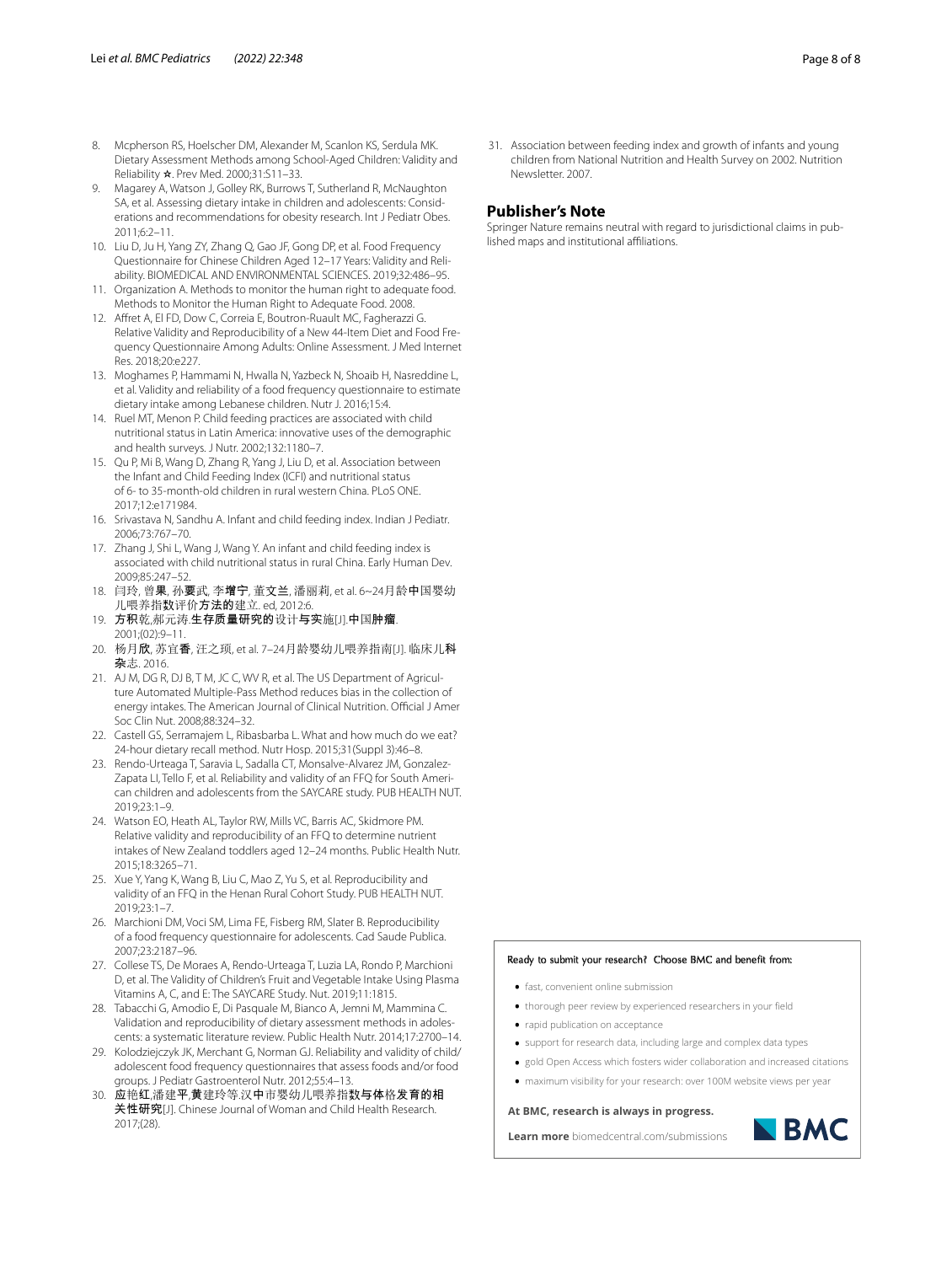8. Mcpherson RS, Hoelscher DM, Alexander M, Scanlon KS, Serdula MK. Dietary Assessment Methods among School-Aged Children: Validity and Reliability ☆. Prev Med. 2000;31:S11–33.
9. Magarey A, Watson J, Golley RK, Burrows T, Sutherland R, McNaughton SA, et al. Assessing dietary intake in children and adolescents: Considerations and recommendations for obesity research. Int J Pediatr Obes. 2011;6:2–11.
10. Liu D, Ju H, Yang ZY, Zhang Q, Gao JF, Gong DP, et al. Food Frequency Questionnaire for Chinese Children Aged 12–17 Years: Validity and Reliability. BIOMEDICAL AND ENVIRONMENTAL SCIENCES. 2019;32:486–95.
11. Organization A. Methods to monitor the human right to adequate food. Methods to Monitor the Human Right to Adequate Food. 2008.
12. Affret A, El FD, Dow C, Correia E, Boutron-Ruault MC, Fagherazzi G. Relative Validity and Reproducibility of a New 44-Item Diet and Food Frequency Questionnaire Among Adults: Online Assessment. J Med Internet Res. 2018;20:e227.
13. Moghames P, Hammami N, Hwalla N, Yazbeck N, Shoaib H, Nasreddine L, et al. Validity and reliability of a food frequency questionnaire to estimate dietary intake among Lebanese children. Nutr J. 2016;15:4.
14. Ruel MT, Menon P. Child feeding practices are associated with child nutritional status in Latin America: innovative uses of the demographic and health surveys. J Nutr. 2002;132:1180–7.
15. Qu P, Mi B, Wang D, Zhang R, Yang J, Liu D, et al. Association between the Infant and Child Feeding Index (ICFI) and nutritional status of 6- to 35-month-old children in rural western China. PLoS ONE. 2017;12:e171984.
16. Srivastava N, Sandhu A. Infant and child feeding index. Indian J Pediatr. 2006;73:767–70.
17. Zhang J, Shi L, Wang J, Wang Y. An infant and child feeding index is associated with child nutritional status in rural China. Early Human Dev. 2009;85:247–52.
18. 闫玲, 曾果, 孙要武, 李增宁, 董文兰, 潘丽莉, et al. 6~24月龄中国婴幼儿喂养指数评价方法的建立. ed, 2012:6.
19. 方积乾,郝元涛.生存质量研究的设计与实施[J].中国肿瘤. 2001;(02):9–11.
20. 杨月欣, 苏宜香, 汪之顼, et al. 7–24月龄婴幼儿喂养指南[J]. 临床儿科杂志. 2016.
21. AJ M, DG R, DJ B, T M, JC C, WV R, et al. The US Department of Agriculture Automated Multiple-Pass Method reduces bias in the collection of energy intakes. The American Journal of Clinical Nutrition. Official J Amer Soc Clin Nut. 2008;88:324–32.
22. Castell GS, Serramajem L, Ribasbarba L. What and how much do we eat? 24-hour dietary recall method. Nutr Hosp. 2015;31(Suppl 3):46–8.
23. Rendo-Urteaga T, Saravia L, Sadalla CT, Monsalve-Alvarez JM, Gonzalez-Zapata LI, Tello F, et al. Reliability and validity of an FFQ for South American children and adolescents from the SAYCARE study. PUB HEALTH NUT. 2019;23:1–9.
24. Watson EO, Heath AL, Taylor RW, Mills VC, Barris AC, Skidmore PM. Relative validity and reproducibility of an FFQ to determine nutrient intakes of New Zealand toddlers aged 12–24 months. Public Health Nutr. 2015;18:3265–71.
25. Xue Y, Yang K, Wang B, Liu C, Mao Z, Yu S, et al. Reproducibility and validity of an FFQ in the Henan Rural Cohort Study. PUB HEALTH NUT. 2019;23:1–7.
26. Marchioni DM, Voci SM, Lima FE, Fisberg RM, Slater B. Reproducibility of a food frequency questionnaire for adolescents. Cad Saude Publica. 2007;23:2187–96.
27. Collese TS, De Moraes A, Rendo-Urteaga T, Luzia LA, Rondo P, Marchioni D, et al. The Validity of Children's Fruit and Vegetable Intake Using Plasma Vitamins A, C, and E: The SAYCARE Study. Nut. 2019;11:1815.
28. Tabacchi G, Amodio E, Di Pasquale M, Bianco A, Jemni M, Mammina C. Validation and reproducibility of dietary assessment methods in adolescents: a systematic literature review. Public Health Nutr. 2014;17:2700–14.
29. Kolodziejczyk JK, Merchant G, Norman GJ. Reliability and validity of child/adolescent food frequency questionnaires that assess foods and/or food groups. J Pediatr Gastroenterol Nutr. 2012;55:4–13.
30. 应艳红,潘建平,黄建玲等.汉中市婴幼儿喂养指数与体格发育的相关性研究[J]. Chinese Journal of Woman and Child Health Research. 2017;(28).
31. Association between feeding index and growth of infants and young children from National Nutrition and Health Survey on 2002. Nutrition Newsletter. 2007.

## Publisher's Note

Springer Nature remains neutral with regard to jurisdictional claims in published maps and institutional affiliations.

Ready to submit your research? Choose BMC and benefit from:

- fast, convenient online submission
- thorough peer review by experienced researchers in your field
- rapid publication on acceptance
- support for research data, including large and complex data types
- gold Open Access which fosters wider collaboration and increased citations
- maximum visibility for your research: over 100M website views per year

**At BMC, research is always in progress.**

**Learn more** biomedcentral.com/submissions

BMC